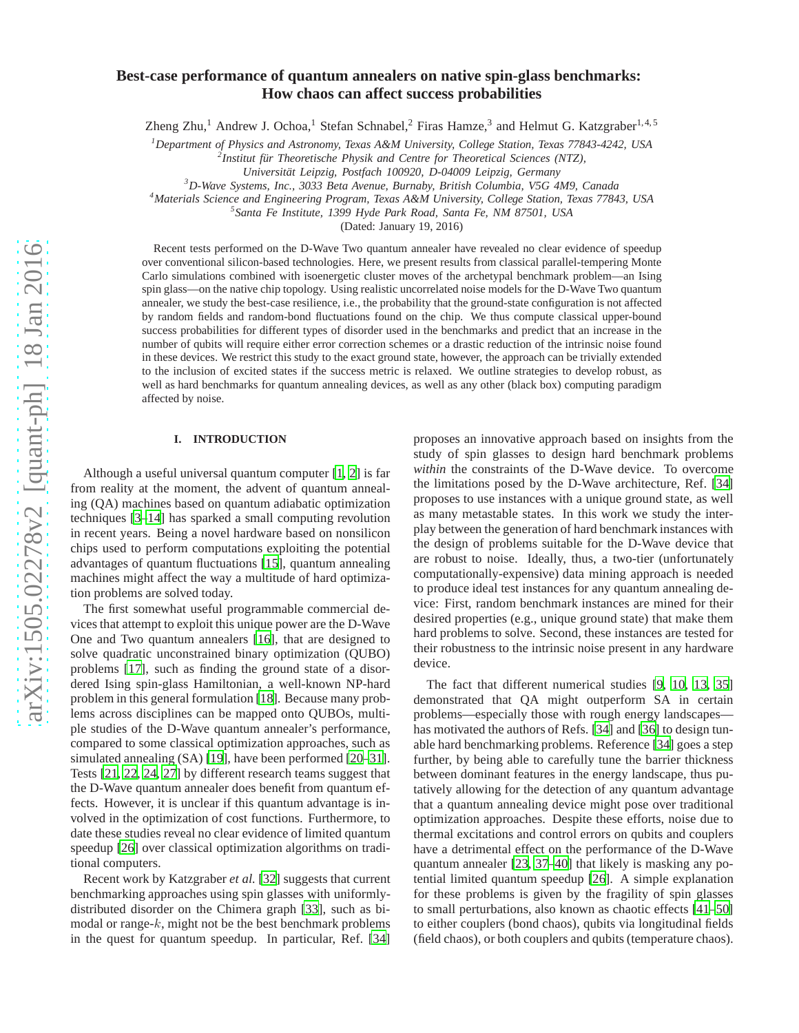# Best-case performance of quantum annealers on native spin-glass benchmarks: How chaos can affect success probabilities

Zheng Zhu,[1] Andrew J. Ochoa,[1] Stefan Schnabel,[2] Firas Hamze,[3] and Helmut G. Katzgraber[1,4,5]

[1] *Department of Physics and Astronomy, Texas A&M University, College Station, Texas 77843-4242, USA*
[2] *Institut für Theoretische Physik and Centre for Theoretical Sciences (NTZ), Universität Leipzig, Postfach 100920, D-04009 Leipzig, Germany*
[3] *D-Wave Systems, Inc., 3033 Beta Avenue, Burnaby, British Columbia, V5G 4M9, Canada*
[4] *Materials Science and Engineering Program, Texas A&M University, College Station, Texas 77843, USA*
[5] *Santa Fe Institute, 1399 Hyde Park Road, Santa Fe, NM 87501, USA*

(Dated: January 19, 2016)

Recent tests performed on the D-Wave Two quantum annealer have revealed no clear evidence of speedup over conventional silicon-based technologies. Here, we present results from classical parallel-tempering Monte Carlo simulations combined with isoenergetic cluster moves of the archetypal benchmark problem—an Ising spin glass—on the native chip topology. Using realistic uncorrelated noise models for the D-Wave Two quantum annealer, we study the best-case resilience, i.e., the probability that the ground-state configuration is not affected by random fields and random-bond fluctuations found on the chip. We thus compute classical upper-bound success probabilities for different types of disorder used in the benchmarks and predict that an increase in the number of qubits will require either error correction schemes or a drastic reduction of the intrinsic noise found in these devices. We restrict this study to the exact ground state, however, the approach can be trivially extended to the inclusion of excited states if the success metric is relaxed. We outline strategies to develop robust, as well as hard benchmarks for quantum annealing devices, as well as any other (black box) computing paradigm affected by noise.

## I. INTRODUCTION

Although a useful universal quantum computer [1, 2] is far from reality at the moment, the advent of quantum annealing (QA) machines based on quantum adiabatic optimization techniques [3–14] has sparked a small computing revolution in recent years. Being a novel hardware based on nonsilicon chips used to perform computations exploiting the potential advantages of quantum fluctuations [15], quantum annealing machines might affect the way a multitude of hard optimization problems are solved today.

The first somewhat useful programmable commercial devices that attempt to exploit this unique power are the D-Wave One and Two quantum annealers [16], that are designed to solve quadratic unconstrained binary optimization (QUBO) problems [17], such as finding the ground state of a disordered Ising spin-glass Hamiltonian, a well-known NP-hard problem in this general formulation [18]. Because many problems across disciplines can be mapped onto QUBOs, multiple studies of the D-Wave quantum annealer's performance, compared to some classical optimization approaches, such as simulated annealing (SA) [19], have been performed [20–31]. Tests [21, 22, 24, 27] by different research teams suggest that the D-Wave quantum annealer does benefit from quantum effects. However, it is unclear if this quantum advantage is involved in the optimization of cost functions. Furthermore, to date these studies reveal no clear evidence of limited quantum speedup [26] over classical optimization algorithms on traditional computers.

Recent work by Katzgraber *et al.* [32] suggests that current benchmarking approaches using spin glasses with uniformly-distributed disorder on the Chimera graph [33], such as bimodal or range-$k$, might not be the best benchmark problems in the quest for quantum speedup. In particular, Ref. [34] proposes an innovative approach based on insights from the study of spin glasses to design hard benchmark problems *within* the constraints of the D-Wave device. To overcome the limitations posed by the D-Wave architecture, Ref. [34] proposes to use instances with a unique ground state, as well as many metastable states. In this work we study the interplay between the generation of hard benchmark instances with the design of problems suitable for the D-Wave device that are robust to noise. Ideally, thus, a two-tier (unfortunately computationally-expensive) data mining approach is needed to produce ideal test instances for any quantum annealing device: First, random benchmark instances are mined for their desired properties (e.g., unique ground state) that make them hard problems to solve. Second, these instances are tested for their robustness to the intrinsic noise present in any hardware device.

The fact that different numerical studies [9, 10, 13, 35] demonstrated that QA might outperform SA in certain problems—especially those with rough energy landscapes—has motivated the authors of Refs. [34] and [36] to design tunable hard benchmarking problems. Reference [34] goes a step further, by being able to carefully tune the barrier thickness between dominant features in the energy landscape, thus putatively allowing for the detection of any quantum advantage that a quantum annealing device might pose over traditional optimization approaches. Despite these efforts, noise due to thermal excitations and control errors on qubits and couplers have a detrimental effect on the performance of the D-Wave quantum annealer [23, 37–40] that likely is masking any potential limited quantum speedup [26]. A simple explanation for these problems is given by the fragility of spin glasses to small perturbations, also known as chaotic effects [41–50] to either couplers (bond chaos), qubits via longitudinal fields (field chaos), or both couplers and qubits (temperature chaos).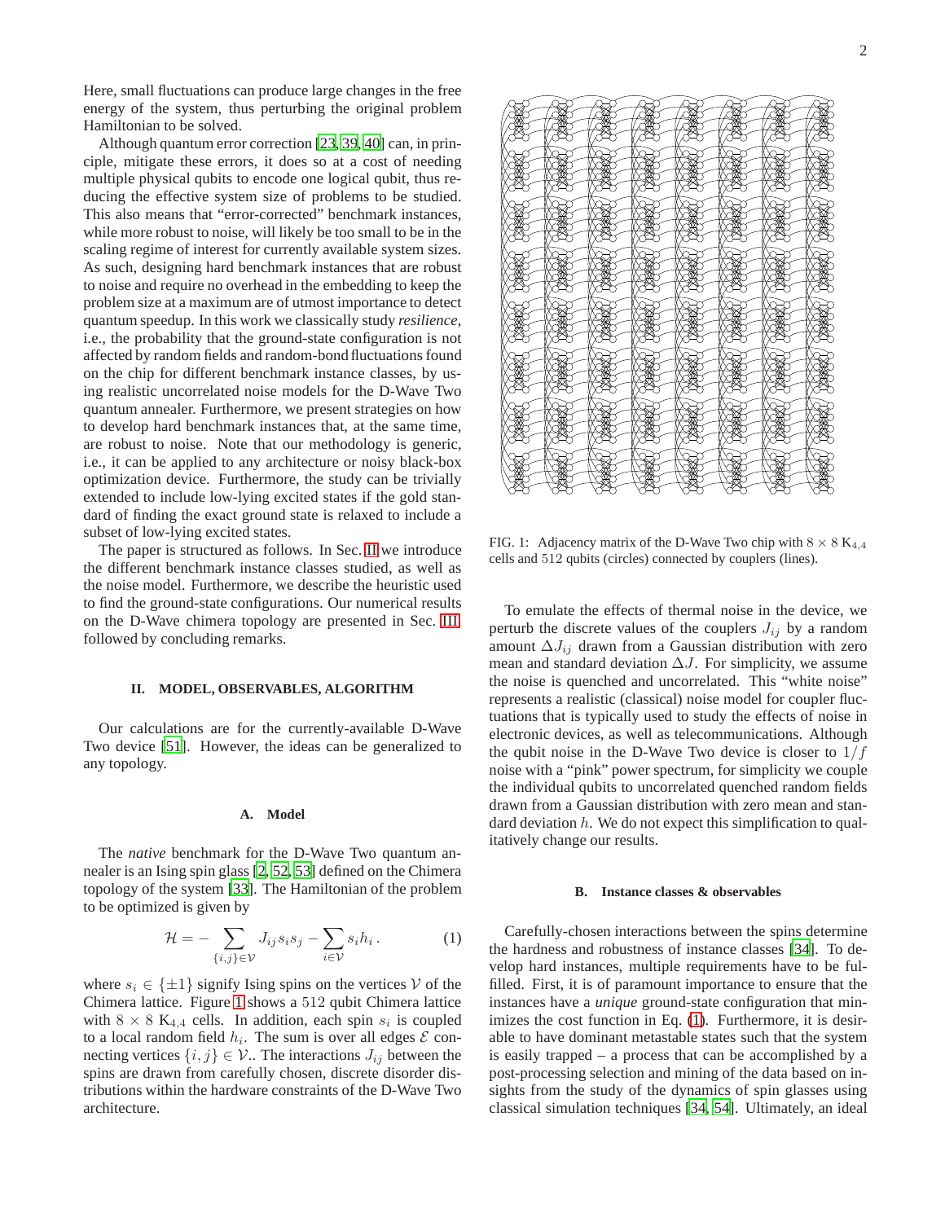Here, small fluctuations can produce large changes in the free energy of the system, thus perturbing the original problem Hamiltonian to be solved.

Although quantum error correction [23, 39, 40] can, in principle, mitigate these errors, it does so at a cost of needing multiple physical qubits to encode one logical qubit, thus reducing the effective system size of problems to be studied. This also means that "error-corrected" benchmark instances, while more robust to noise, will likely be too small to be in the scaling regime of interest for currently available system sizes. As such, designing hard benchmark instances that are robust to noise and require no overhead in the embedding to keep the problem size at a maximum are of utmost importance to detect quantum speedup. In this work we classically study *resilience*, i.e., the probability that the ground-state configuration is not affected by random fields and random-bond fluctuations found on the chip for different benchmark instance classes, by using realistic uncorrelated noise models for the D-Wave Two quantum annealer. Furthermore, we present strategies on how to develop hard benchmark instances that, at the same time, are robust to noise. Note that our methodology is generic, i.e., it can be applied to any architecture or noisy black-box optimization device. Furthermore, the study can be trivially extended to include low-lying excited states if the gold standard of finding the exact ground state is relaxed to include a subset of low-lying excited states.

The paper is structured as follows. In Sec. II we introduce the different benchmark instance classes studied, as well as the noise model. Furthermore, we describe the heuristic used to find the ground-state configurations. Our numerical results on the D-Wave chimera topology are presented in Sec. III followed by concluding remarks.

## II. MODEL, OBSERVABLES, ALGORITHM

Our calculations are for the currently-available D-Wave Two device [51]. However, the ideas can be generalized to any topology.

### A. Model

The *native* benchmark for the D-Wave Two quantum annealer is an Ising spin glass [2, 52, 53] defined on the Chimera topology of the system [33]. The Hamiltonian of the problem to be optimized is given by

$$\mathcal{H} = -\sum_{\{i,j\}\in\mathcal{V}} J_{ij} s_i s_j - \sum_{i\in\mathcal{V}} s_i h_i \, . \qquad (1)$$

where $s_i \in \{\pm 1\}$ signify Ising spins on the vertices $\mathcal{V}$ of the Chimera lattice. Figure 1 shows a 512 qubit Chimera lattice with $8 \times 8$ $K_{4,4}$ cells. In addition, each spin $s_i$ is coupled to a local random field $h_i$. The sum is over all edges $\mathcal{E}$ connecting vertices $\{i, j\} \in \mathcal{V}$.. The interactions $J_{ij}$ between the spins are drawn from carefully chosen, discrete disorder distributions within the hardware constraints of the D-Wave Two architecture.

FIG. 1: Adjacency matrix of the D-Wave Two chip with $8 \times 8$ $K_{4,4}$ cells and 512 qubits (circles) connected by couplers (lines).

To emulate the effects of thermal noise in the device, we perturb the discrete values of the couplers $J_{ij}$ by a random amount $\Delta J_{ij}$ drawn from a Gaussian distribution with zero mean and standard deviation $\Delta J$. For simplicity, we assume the noise is quenched and uncorrelated. This "white noise" represents a realistic (classical) noise model for coupler fluctuations that is typically used to study the effects of noise in electronic devices, as well as telecommunications. Although the qubit noise in the D-Wave Two device is closer to $1/f$ noise with a "pink" power spectrum, for simplicity we couple the individual qubits to uncorrelated quenched random fields drawn from a Gaussian distribution with zero mean and standard deviation $h$. We do not expect this simplification to qualitatively change our results.

### B. Instance classes & observables

Carefully-chosen interactions between the spins determine the hardness and robustness of instance classes [34]. To develop hard instances, multiple requirements have to be fulfilled. First, it is of paramount importance to ensure that the instances have a *unique* ground-state configuration that minimizes the cost function in Eq. (1). Furthermore, it is desirable to have dominant metastable states such that the system is easily trapped – a process that can be accomplished by a post-processing selection and mining of the data based on insights from the study of the dynamics of spin glasses using classical simulation techniques [34, 54]. Ultimately, an ideal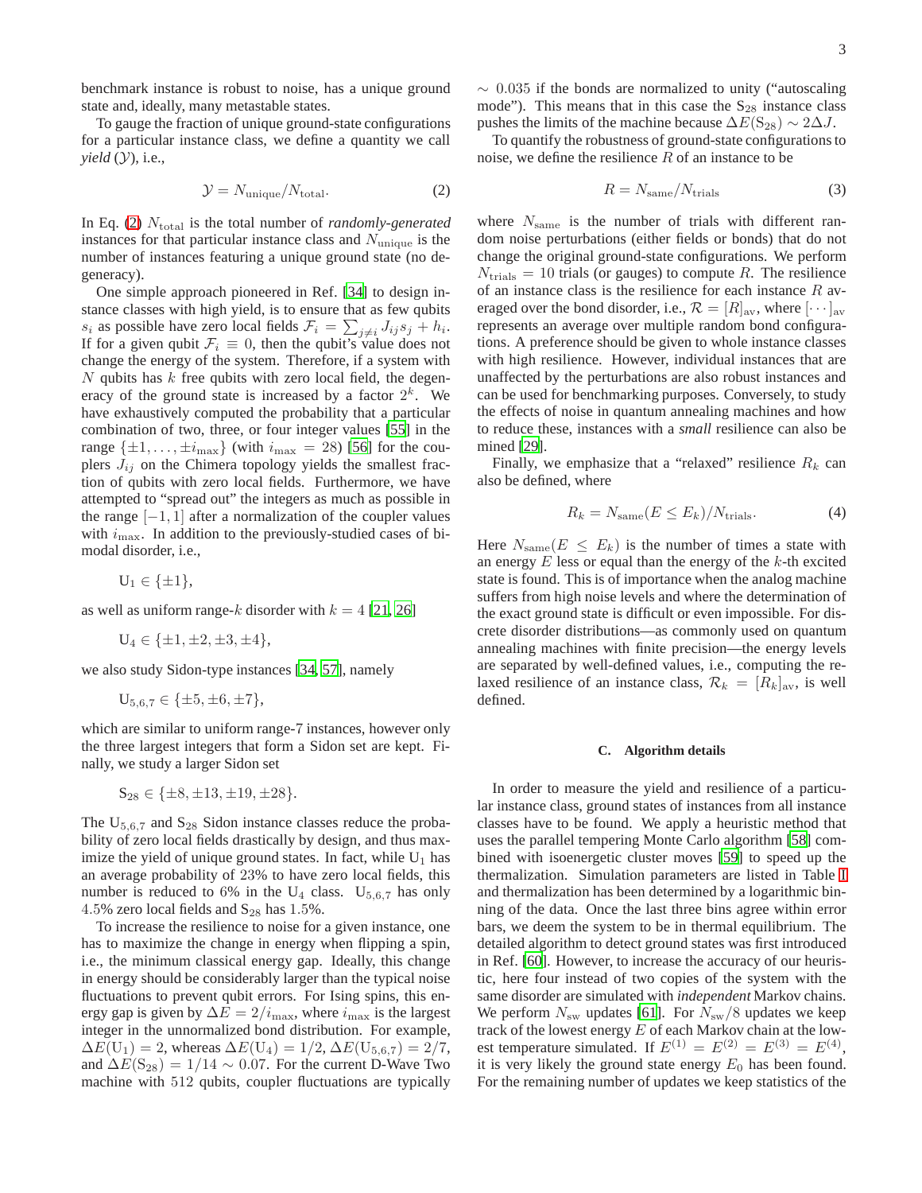benchmark instance is robust to noise, has a unique ground state and, ideally, many metastable states.

To gauge the fraction of unique ground-state configurations for a particular instance class, we define a quantity we call *yield* ($\mathcal{Y}$), i.e.,

$$\mathcal{Y} = N_{\rm unique}/N_{\rm total}. \tag{2}$$

In Eq. (2) $N_{\rm total}$ is the total number of *randomly-generated* instances for that particular instance class and $N_{\rm unique}$ is the number of instances featuring a unique ground state (no degeneracy).

One simple approach pioneered in Ref. [34] to design instance classes with high yield, is to ensure that as few qubits $s_i$ as possible have zero local fields $\mathcal{F}_i = \sum_{j\neq i} J_{ij}s_j + h_i$. If for a given qubit $\mathcal{F}_i \equiv 0$, then the qubit's value does not change the energy of the system. Therefore, if a system with $N$ qubits has $k$ free qubits with zero local field, the degeneracy of the ground state is increased by a factor $2^k$. We have exhaustively computed the probability that a particular combination of two, three, or four integer values [55] in the range $\{\pm1,\ldots,\pm i_{\max}\}$ (with $i_{\max} = 28$) [56] for the couplers $J_{ij}$ on the Chimera topology yields the smallest fraction of qubits with zero local fields. Furthermore, we have attempted to "spread out" the integers as much as possible in the range $[-1, 1]$ after a normalization of the coupler values with $i_{\max}$. In addition to the previously-studied cases of bimodal disorder, i.e.,

$$\mathrm{U}_1 \in \{\pm 1\},$$

as well as uniform range-$k$ disorder with $k = 4$ [21, 26]

$$\mathrm{U}_4 \in \{\pm1, \pm2, \pm3, \pm4\},$$

we also study Sidon-type instances [34, 57], namely

$$\mathrm{U}_{5,6,7} \in \{\pm5, \pm6, \pm7\},$$

which are similar to uniform range-7 instances, however only the three largest integers that form a Sidon set are kept. Finally, we study a larger Sidon set

$$\mathrm{S}_{28} \in \{\pm8, \pm13, \pm19, \pm28\}.$$

The $\mathrm{U}_{5,6,7}$ and $\mathrm{S}_{28}$ Sidon instance classes reduce the probability of zero local fields drastically by design, and thus maximize the yield of unique ground states. In fact, while $\mathrm{U}_1$ has an average probability of 23% to have zero local fields, this number is reduced to 6% in the $\mathrm{U}_4$ class. $\mathrm{U}_{5,6,7}$ has only 4.5% zero local fields and $\mathrm{S}_{28}$ has 1.5%.

To increase the resilience to noise for a given instance, one has to maximize the change in energy when flipping a spin, i.e., the minimum classical energy gap. Ideally, this change in energy should be considerably larger than the typical noise fluctuations to prevent qubit errors. For Ising spins, this energy gap is given by $\Delta E = 2/i_{\max}$, where $i_{\max}$ is the largest integer of the unnormalized bond distribution. For example, $\Delta E(\mathrm{U}_1) = 2$, whereas $\Delta E(\mathrm{U}_4) = 1/2$, $\Delta E(\mathrm{U}_{5,6,7}) = 2/7$, and $\Delta E(\mathrm{S}_{28}) = 1/14 \sim 0.07$. For the current D-Wave Two machine with 512 qubits, coupler fluctuations are typically $\sim 0.035$ if the bonds are normalized to unity ("autoscaling mode"). This means that in this case the $\mathrm{S}_{28}$ instance class pushes the limits of the machine because $\Delta E(\mathrm{S}_{28}) \sim 2\Delta J$.

To quantify the robustness of ground-state configurations to noise, we define the resilience $R$ of an instance to be

$$R = N_{\rm same}/N_{\rm trials} \tag{3}$$

where $N_{\rm same}$ is the number of trials with different random noise perturbations (either fields or bonds) that do not change the original ground-state configurations. We perform $N_{\rm trials} = 10$ trials (or gauges) to compute $R$. The resilience of an instance class is the resilience for each instance $R$ averaged over the bond disorder, i.e., $\mathcal{R} = [R]_{\rm av}$, where $[\cdots]_{\rm av}$ represents an average over multiple random bond configurations. A preference should be given to whole instance classes with high resilience. However, individual instances that are unaffected by the perturbations are also robust instances and can be used for benchmarking purposes. Conversely, to study the effects of noise in quantum annealing machines and how to reduce these, instances with a *small* resilience can also be mined [29].

Finally, we emphasize that a "relaxed" resilience $R_k$ can also be defined, where

$$R_k = N_{\rm same}(E \le E_k)/N_{\rm trials}. \tag{4}$$

Here $N_{\rm same}(E \le E_k)$ is the number of times a state with an energy $E$ less or equal than the energy of the $k$-th excited state is found. This is of importance when the analog machine suffers from high noise levels and where the determination of the exact ground state is difficult or even impossible. For discrete disorder distributions—as commonly used on quantum annealing machines with finite precision—the energy levels are separated by well-defined values, i.e., computing the relaxed resilience of an instance class, $\mathcal{R}_k = [R_k]_{\rm av}$, is well defined.

### C. Algorithm details

In order to measure the yield and resilience of a particular instance class, ground states of instances from all instance classes have to be found. We apply a heuristic method that uses the parallel tempering Monte Carlo algorithm [58] combined with isoenergetic cluster moves [59] to speed up the thermalization. Simulation parameters are listed in Table I and thermalization has been determined by a logarithmic binning of the data. Once the last three bins agree within error bars, we deem the system to be in thermal equilibrium. The detailed algorithm to detect ground states was first introduced in Ref. [60]. However, to increase the accuracy of our heuristic, here four instead of two copies of the system with the same disorder are simulated with *independent* Markov chains. We perform $N_{\rm sw}$ updates [61]. For $N_{\rm sw}/8$ updates we keep track of the lowest energy $E$ of each Markov chain at the lowest temperature simulated. If $E^{(1)} = E^{(2)} = E^{(3)} = E^{(4)}$, it is very likely the ground state energy $E_0$ has been found. For the remaining number of updates we keep statistics of the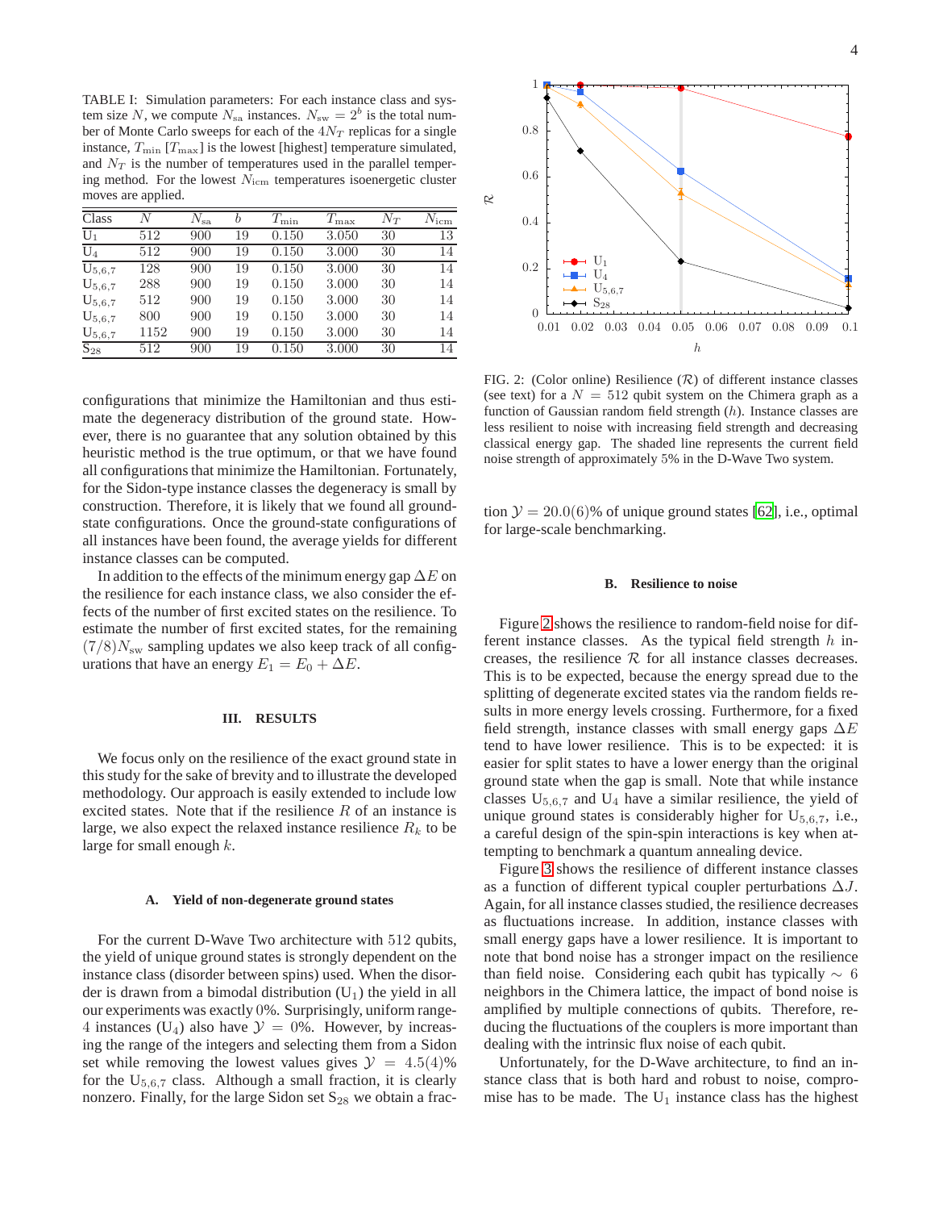TABLE I: Simulation parameters: For each instance class and system size $N$, we compute $N_{\rm sa}$ instances. $N_{\rm sw} = 2^b$ is the total number of Monte Carlo sweeps for each of the $4N_T$ replicas for a single instance, $T_{\rm min}$ [$T_{\rm max}$] is the lowest [highest] temperature simulated, and $N_T$ is the number of temperatures used in the parallel tempering method. For the lowest $N_{\rm icm}$ temperatures isoenergetic cluster moves are applied.

| Class | $N$ | $N_{\rm sa}$ | $b$ | $T_{\rm min}$ | $T_{\rm max}$ | $N_T$ | $N_{\rm icm}$ |
|---|---|---|---|---|---|---|---|
| $U_1$ | 512 | 900 | 19 | 0.150 | 3.050 | 30 | 13 |
| $U_4$ | 512 | 900 | 19 | 0.150 | 3.000 | 30 | 14 |
| $U_{5,6,7}$ | 128 | 900 | 19 | 0.150 | 3.000 | 30 | 14 |
| $U_{5,6,7}$ | 288 | 900 | 19 | 0.150 | 3.000 | 30 | 14 |
| $U_{5,6,7}$ | 512 | 900 | 19 | 0.150 | 3.000 | 30 | 14 |
| $U_{5,6,7}$ | 800 | 900 | 19 | 0.150 | 3.000 | 30 | 14 |
| $U_{5,6,7}$ | 1152 | 900 | 19 | 0.150 | 3.000 | 30 | 14 |
| $S_{28}$ | 512 | 900 | 19 | 0.150 | 3.000 | 30 | 14 |

configurations that minimize the Hamiltonian and thus estimate the degeneracy distribution of the ground state. However, there is no guarantee that any solution obtained by this heuristic method is the true optimum, or that we have found all configurations that minimize the Hamiltonian. Fortunately, for the Sidon-type instance classes the degeneracy is small by construction. Therefore, it is likely that we found all ground-state configurations. Once the ground-state configurations of all instances have been found, the average yields for different instance classes can be computed.

In addition to the effects of the minimum energy gap $\Delta E$ on the resilience for each instance class, we also consider the effects of the number of first excited states on the resilience. To estimate the number of first excited states, for the remaining $(7/8)N_{\rm sw}$ sampling updates we also keep track of all configurations that have an energy $E_1 = E_0 + \Delta E$.

## III. RESULTS

We focus only on the resilience of the exact ground state in this study for the sake of brevity and to illustrate the developed methodology. Our approach is easily extended to include low excited states. Note that if the resilience $R$ of an instance is large, we also expect the relaxed instance resilience $R_k$ to be large for small enough $k$.

### A. Yield of non-degenerate ground states

For the current D-Wave Two architecture with 512 qubits, the yield of unique ground states is strongly dependent on the instance class (disorder between spins) used. When the disorder is drawn from a bimodal distribution ($U_1$) the yield in all our experiments was exactly 0%. Surprisingly, uniform range-4 instances ($U_4$) also have $\mathcal{Y} = 0\%$. However, by increasing the range of the integers and selecting them from a Sidon set while removing the lowest values gives $\mathcal{Y} = 4.5(4)\%$ for the $U_{5,6,7}$ class. Although a small fraction, it is clearly nonzero. Finally, for the large Sidon set $S_{28}$ we obtain a fraction $\mathcal{Y} = 20.0(6)\%$ of unique ground states [62], i.e., optimal for large-scale benchmarking.

FIG. 2: (Color online) Resilience ($\mathcal{R}$) of different instance classes (see text) for a $N = 512$ qubit system on the Chimera graph as a function of Gaussian random field strength ($h$). Instance classes are less resilient to noise with increasing field strength and decreasing classical energy gap. The shaded line represents the current field noise strength of approximately 5% in the D-Wave Two system.

### B. Resilience to noise

Figure 2 shows the resilience to random-field noise for different instance classes. As the typical field strength $h$ increases, the resilience $\mathcal{R}$ for all instance classes decreases. This is to be expected, because the energy spread due to the splitting of degenerate excited states via the random fields results in more energy levels crossing. Furthermore, for a fixed field strength, instance classes with small energy gaps $\Delta E$ tend to have lower resilience. This is to be expected: it is easier for split states to have a lower energy than the original ground state when the gap is small. Note that while instance classes $U_{5,6,7}$ and $U_4$ have a similar resilience, the yield of unique ground states is considerably higher for $U_{5,6,7}$, i.e., a careful design of the spin-spin interactions is key when attempting to benchmark a quantum annealing device.

Figure 3 shows the resilience of different instance classes as a function of different typical coupler perturbations $\Delta J$. Again, for all instance classes studied, the resilience decreases as fluctuations increase. In addition, instance classes with small energy gaps have a lower resilience. It is important to note that bond noise has a stronger impact on the resilience than field noise. Considering each qubit has typically $\sim 6$ neighbors in the Chimera lattice, the impact of bond noise is amplified by multiple connections of qubits. Therefore, reducing the fluctuations of the couplers is more important than dealing with the intrinsic flux noise of each qubit.

Unfortunately, for the D-Wave architecture, to find an instance class that is both hard and robust to noise, compromise has to be made. The $U_1$ instance class has the highest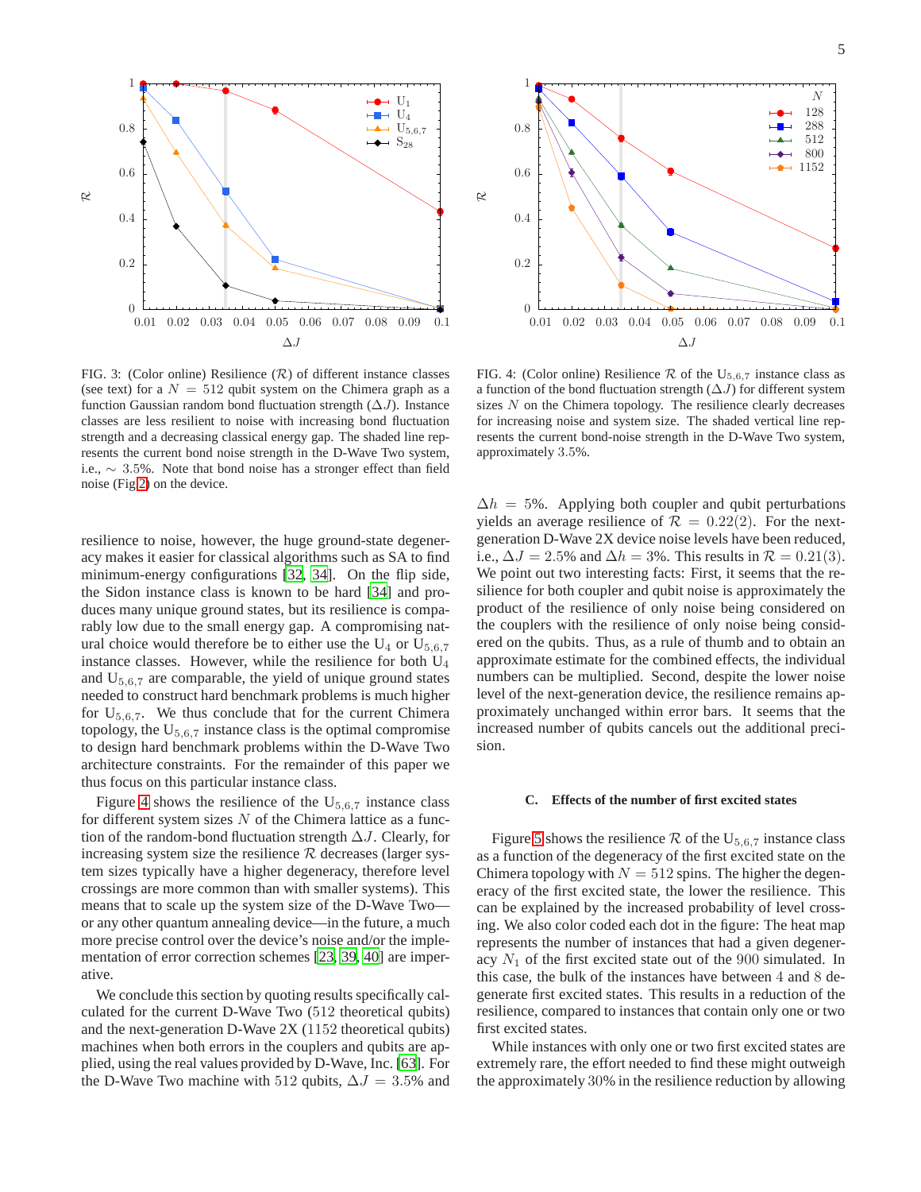FIG. 3: (Color online) Resilience ($\mathcal{R}$) of different instance classes (see text) for a $N = 512$ qubit system on the Chimera graph as a function Gaussian random bond fluctuation strength ($\Delta J$). Instance classes are less resilient to noise with increasing bond fluctuation strength and a decreasing classical energy gap. The shaded line represents the current bond noise strength in the D-Wave Two system, i.e., $\sim 3.5\%$. Note that bond noise has a stronger effect than field noise (Fig 2) on the device.

FIG. 4: (Color online) Resilience $\mathcal{R}$ of the $U_{5,6,7}$ instance class as a function of the bond fluctuation strength ($\Delta J$) for different system sizes $N$ on the Chimera topology. The resilience clearly decreases for increasing noise and system size. The shaded vertical line represents the current bond-noise strength in the D-Wave Two system, approximately 3.5%.

resilience to noise, however, the huge ground-state degeneracy makes it easier for classical algorithms such as SA to find minimum-energy configurations [32, 34]. On the flip side, the Sidon instance class is known to be hard [34] and produces many unique ground states, but its resilience is comparably low due to the small energy gap. A compromising natural choice would therefore be to either use the $U_4$ or $U_{5,6,7}$ instance classes. However, while the resilience for both $U_4$ and $U_{5,6,7}$ are comparable, the yield of unique ground states needed to construct hard benchmark problems is much higher for $U_{5,6,7}$. We thus conclude that for the current Chimera topology, the $U_{5,6,7}$ instance class is the optimal compromise to design hard benchmark problems within the D-Wave Two architecture constraints. For the remainder of this paper we thus focus on this particular instance class.

Figure 4 shows the resilience of the $U_{5,6,7}$ instance class for different system sizes $N$ of the Chimera lattice as a function of the random-bond fluctuation strength $\Delta J$. Clearly, for increasing system size the resilience $\mathcal{R}$ decreases (larger system sizes typically have a higher degeneracy, therefore level crossings are more common than with smaller systems). This means that to scale up the system size of the D-Wave Two—or any other quantum annealing device—in the future, a much more precise control over the device's noise and/or the implementation of error correction schemes [23, 39, 40] are imperative.

We conclude this section by quoting results specifically calculated for the current D-Wave Two (512 theoretical qubits) and the next-generation D-Wave 2X (1152 theoretical qubits) machines when both errors in the couplers and qubits are applied, using the real values provided by D-Wave, Inc. [63]. For the D-Wave Two machine with 512 qubits, $\Delta J = 3.5\%$ and $\Delta h = 5\%$. Applying both coupler and qubit perturbations yields an average resilience of $\mathcal{R} = 0.22(2)$. For the next-generation D-Wave 2X device noise levels have been reduced, i.e., $\Delta J = 2.5\%$ and $\Delta h = 3\%$. This results in $\mathcal{R} = 0.21(3)$. We point out two interesting facts: First, it seems that the resilience for both coupler and qubit noise is approximately the product of the resilience of only noise being considered on the couplers with the resilience of only noise being considered on the qubits. Thus, as a rule of thumb and to obtain an approximate estimate for the combined effects, the individual numbers can be multiplied. Second, despite the lower noise level of the next-generation device, the resilience remains approximately unchanged within error bars. It seems that the increased number of qubits cancels out the additional precision.

### C. Effects of the number of first excited states

Figure 5 shows the resilience $\mathcal{R}$ of the $U_{5,6,7}$ instance class as a function of the degeneracy of the first excited state on the Chimera topology with $N = 512$ spins. The higher the degeneracy of the first excited state, the lower the resilience. This can be explained by the increased probability of level crossing. We also color coded each dot in the figure: The heat map represents the number of instances that had a given degeneracy $N_1$ of the first excited state out of the 900 simulated. In this case, the bulk of the instances have between 4 and 8 degenerate first excited states. This results in a reduction of the resilience, compared to instances that contain only one or two first excited states.

While instances with only one or two first excited states are extremely rare, the effort needed to find these might outweigh the approximately 30% in the resilience reduction by allowing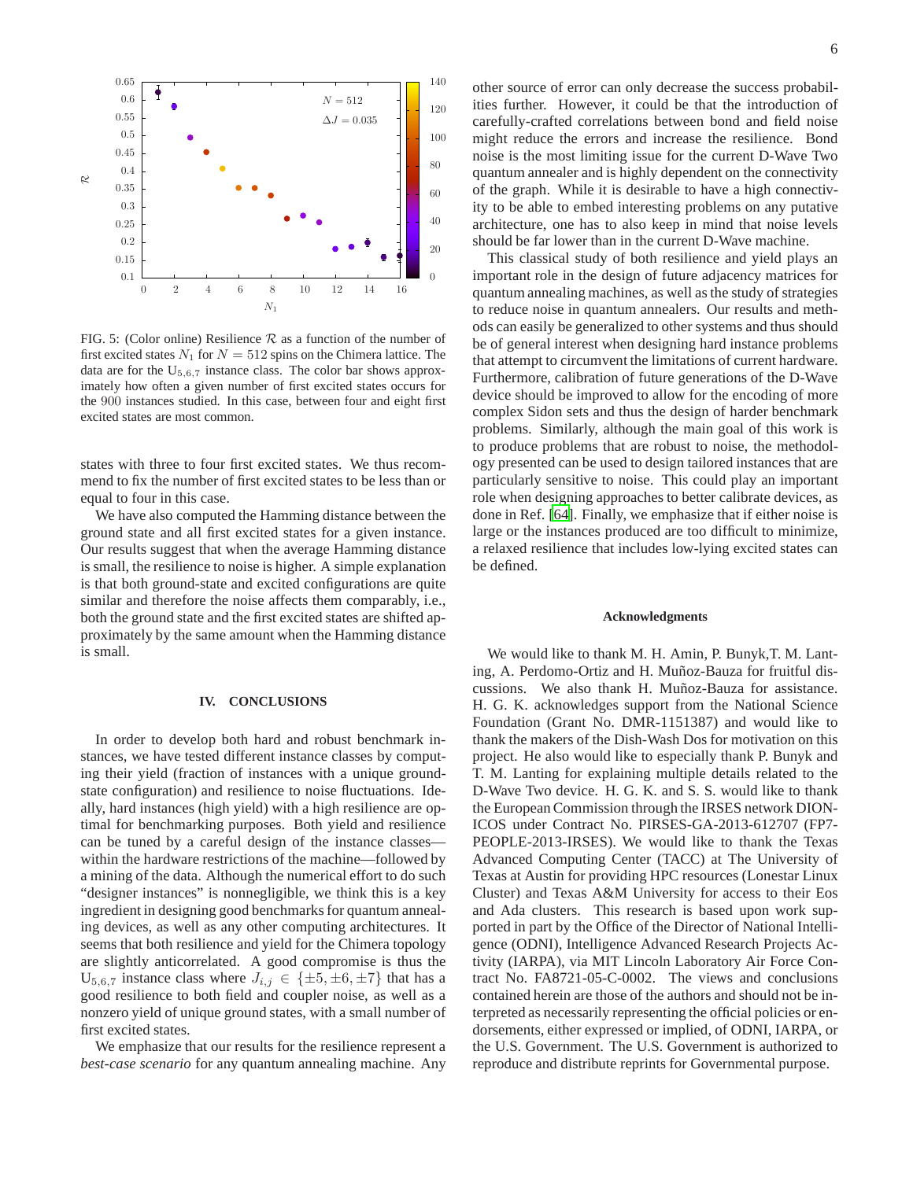FIG. 5: (Color online) Resilience $\mathcal{R}$ as a function of the number of first excited states $N_1$ for $N = 512$ spins on the Chimera lattice. The data are for the $U_{5,6,7}$ instance class. The color bar shows approximately how often a given number of first excited states occurs for the 900 instances studied. In this case, between four and eight first excited states are most common.

states with three to four first excited states. We thus recommend to fix the number of first excited states to be less than or equal to four in this case.

We have also computed the Hamming distance between the ground state and all first excited states for a given instance. Our results suggest that when the average Hamming distance is small, the resilience to noise is higher. A simple explanation is that both ground-state and excited configurations are quite similar and therefore the noise affects them comparably, i.e., both the ground state and the first excited states are shifted approximately by the same amount when the Hamming distance is small.

## IV. CONCLUSIONS

In order to develop both hard and robust benchmark instances, we have tested different instance classes by computing their yield (fraction of instances with a unique ground-state configuration) and resilience to noise fluctuations. Ideally, hard instances (high yield) with a high resilience are optimal for benchmarking purposes. Both yield and resilience can be tuned by a careful design of the instance classes—within the hardware restrictions of the machine—followed by a mining of the data. Although the numerical effort to do such "designer instances" is nonnegligible, we think this is a key ingredient in designing good benchmarks for quantum annealing devices, as well as any other computing architectures. It seems that both resilience and yield for the Chimera topology are slightly anticorrelated. A good compromise is thus the $U_{5,6,7}$ instance class where $J_{i,j} \in \{\pm 5, \pm 6, \pm 7\}$ that has a good resilience to both field and coupler noise, as well as a nonzero yield of unique ground states, with a small number of first excited states.

We emphasize that our results for the resilience represent a *best-case scenario* for any quantum annealing machine. Any other source of error can only decrease the success probabilities further. However, it could be that the introduction of carefully-crafted correlations between bond and field noise might reduce the errors and increase the resilience. Bond noise is the most limiting issue for the current D-Wave Two quantum annealer and is highly dependent on the connectivity of the graph. While it is desirable to have a high connectivity to be able to embed interesting problems on any putative architecture, one has to also keep in mind that noise levels should be far lower than in the current D-Wave machine.

This classical study of both resilience and yield plays an important role in the design of future adjacency matrices for quantum annealing machines, as well as the study of strategies to reduce noise in quantum annealers. Our results and methods can easily be generalized to other systems and thus should be of general interest when designing hard instance problems that attempt to circumvent the limitations of current hardware. Furthermore, calibration of future generations of the D-Wave device should be improved to allow for the encoding of more complex Sidon sets and thus the design of harder benchmark problems. Similarly, although the main goal of this work is to produce problems that are robust to noise, the methodology presented can be used to design tailored instances that are particularly sensitive to noise. This could play an important role when designing approaches to better calibrate devices, as done in Ref. [64]. Finally, we emphasize that if either noise is large or the instances produced are too difficult to minimize, a relaxed resilience that includes low-lying excited states can be defined.

### Acknowledgments

We would like to thank M. H. Amin, P. Bunyk, T. M. Lanting, A. Perdomo-Ortiz and H. Muñoz-Bauza for fruitful discussions. We also thank H. Muñoz-Bauza for assistance. H. G. K. acknowledges support from the National Science Foundation (Grant No. DMR-1151387) and would like to thank the makers of the Dish-Wash Dos for motivation on this project. He also would like to especially thank P. Bunyk and T. M. Lanting for explaining multiple details related to the D-Wave Two device. H. G. K. and S. S. would like to thank the European Commission through the IRSES network DIONICOS under Contract No. PIRSES-GA-2013-612707 (FP7-PEOPLE-2013-IRSES). We would like to thank the Texas Advanced Computing Center (TACC) at The University of Texas at Austin for providing HPC resources (Lonestar Linux Cluster) and Texas A&M University for access to their Eos and Ada clusters. This research is based upon work supported in part by the Office of the Director of National Intelligence (ODNI), Intelligence Advanced Research Projects Activity (IARPA), via MIT Lincoln Laboratory Air Force Contract No. FA8721-05-C-0002. The views and conclusions contained herein are those of the authors and should not be interpreted as necessarily representing the official policies or endorsements, either expressed or implied, of ODNI, IARPA, or the U.S. Government. The U.S. Government is authorized to reproduce and distribute reprints for Governmental purpose.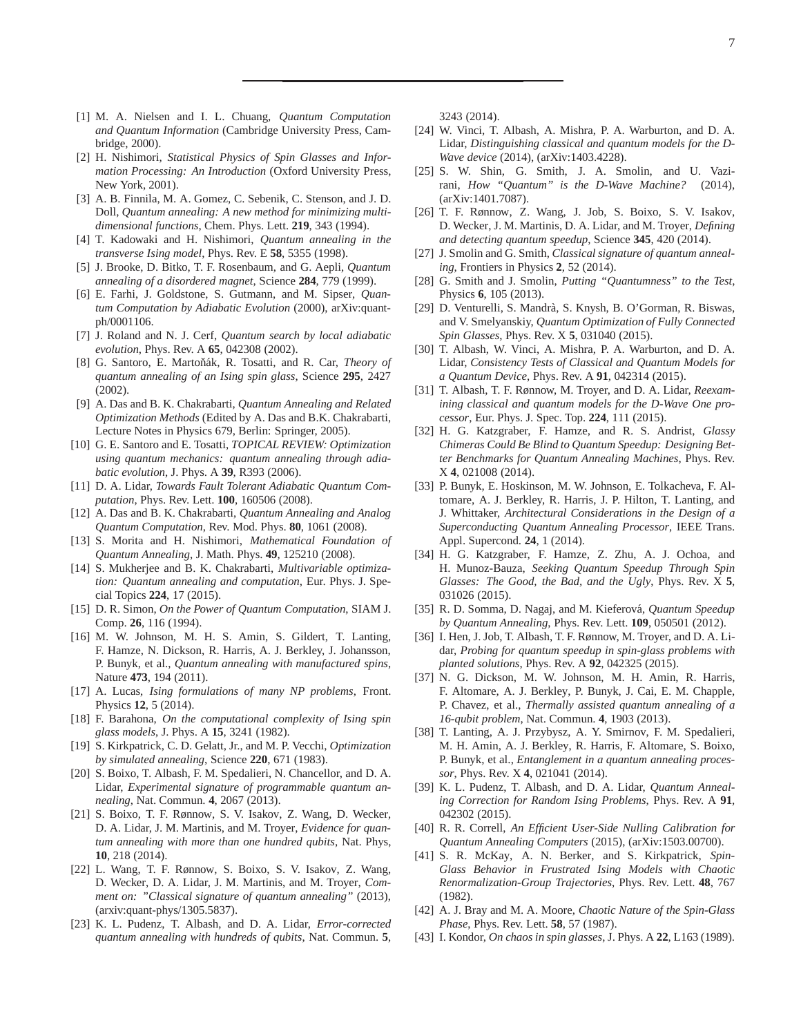- [1] M. A. Nielsen and I. L. Chuang, *Quantum Computation and Quantum Information* (Cambridge University Press, Cambridge, 2000).
- [2] H. Nishimori, *Statistical Physics of Spin Glasses and Information Processing: An Introduction* (Oxford University Press, New York, 2001).
- [3] A. B. Finnila, M. A. Gomez, C. Sebenik, C. Stenson, and J. D. Doll, *Quantum annealing: A new method for minimizing multidimensional functions*, Chem. Phys. Lett. **219**, 343 (1994).
- [4] T. Kadowaki and H. Nishimori, *Quantum annealing in the transverse Ising model*, Phys. Rev. E **58**, 5355 (1998).
- [5] J. Brooke, D. Bitko, T. F. Rosenbaum, and G. Aepli, *Quantum annealing of a disordered magnet*, Science **284**, 779 (1999).
- [6] E. Farhi, J. Goldstone, S. Gutmann, and M. Sipser, *Quantum Computation by Adiabatic Evolution* (2000), arXiv:quant-ph/0001106.
- [7] J. Roland and N. J. Cerf, *Quantum search by local adiabatic evolution*, Phys. Rev. A **65**, 042308 (2002).
- [8] G. Santoro, E. Martoňák, R. Tosatti, and R. Car, *Theory of quantum annealing of an Ising spin glass*, Science **295**, 2427 (2002).
- [9] A. Das and B. K. Chakrabarti, *Quantum Annealing and Related Optimization Methods* (Edited by A. Das and B.K. Chakrabarti, Lecture Notes in Physics 679, Berlin: Springer, 2005).
- [10] G. E. Santoro and E. Tosatti, *TOPICAL REVIEW: Optimization using quantum mechanics: quantum annealing through adiabatic evolution*, J. Phys. A **39**, R393 (2006).
- [11] D. A. Lidar, *Towards Fault Tolerant Adiabatic Quantum Computation*, Phys. Rev. Lett. **100**, 160506 (2008).
- [12] A. Das and B. K. Chakrabarti, *Quantum Annealing and Analog Quantum Computation*, Rev. Mod. Phys. **80**, 1061 (2008).
- [13] S. Morita and H. Nishimori, *Mathematical Foundation of Quantum Annealing*, J. Math. Phys. **49**, 125210 (2008).
- [14] S. Mukherjee and B. K. Chakrabarti, *Multivariable optimization: Quantum annealing and computation*, Eur. Phys. J. Special Topics **224**, 17 (2015).
- [15] D. R. Simon, *On the Power of Quantum Computation*, SIAM J. Comp. **26**, 116 (1994).
- [16] M. W. Johnson, M. H. S. Amin, S. Gildert, T. Lanting, F. Hamze, N. Dickson, R. Harris, A. J. Berkley, J. Johansson, P. Bunyk, et al., *Quantum annealing with manufactured spins*, Nature **473**, 194 (2011).
- [17] A. Lucas, *Ising formulations of many NP problems*, Front. Physics **12**, 5 (2014).
- [18] F. Barahona, *On the computational complexity of Ising spin glass models*, J. Phys. A **15**, 3241 (1982).
- [19] S. Kirkpatrick, C. D. Gelatt, Jr., and M. P. Vecchi, *Optimization by simulated annealing*, Science **220**, 671 (1983).
- [20] S. Boixo, T. Albash, F. M. Spedalieri, N. Chancellor, and D. A. Lidar, *Experimental signature of programmable quantum annealing*, Nat. Commun. **4**, 2067 (2013).
- [21] S. Boixo, T. F. Rønnow, S. V. Isakov, Z. Wang, D. Wecker, D. A. Lidar, J. M. Martinis, and M. Troyer, *Evidence for quantum annealing with more than one hundred qubits*, Nat. Phys, **10**, 218 (2014).
- [22] L. Wang, T. F. Rønnow, S. Boixo, S. V. Isakov, Z. Wang, D. Wecker, D. A. Lidar, J. M. Martinis, and M. Troyer, *Comment on: "Classical signature of quantum annealing"* (2013), (arxiv:quant-phys/1305.5837).
- [23] K. L. Pudenz, T. Albash, and D. A. Lidar, *Error-corrected quantum annealing with hundreds of qubits*, Nat. Commun. **5**, 3243 (2014).
- [24] W. Vinci, T. Albash, A. Mishra, P. A. Warburton, and D. A. Lidar, *Distinguishing classical and quantum models for the D-Wave device* (2014), (arXiv:1403.4228).
- [25] S. W. Shin, G. Smith, J. A. Smolin, and U. Vazirani, *How "Quantum" is the D-Wave Machine?* (2014), (arXiv:1401.7087).
- [26] T. F. Rønnow, Z. Wang, J. Job, S. Boixo, S. V. Isakov, D. Wecker, J. M. Martinis, D. A. Lidar, and M. Troyer, *Defining and detecting quantum speedup*, Science **345**, 420 (2014).
- [27] J. Smolin and G. Smith, *Classical signature of quantum annealing*, Frontiers in Physics **2**, 52 (2014).
- [28] G. Smith and J. Smolin, *Putting "Quantumness" to the Test*, Physics **6**, 105 (2013).
- [29] D. Venturelli, S. Mandrà, S. Knysh, B. O'Gorman, R. Biswas, and V. Smelyanskiy, *Quantum Optimization of Fully Connected Spin Glasses*, Phys. Rev. X **5**, 031040 (2015).
- [30] T. Albash, W. Vinci, A. Mishra, P. A. Warburton, and D. A. Lidar, *Consistency Tests of Classical and Quantum Models for a Quantum Device*, Phys. Rev. A **91**, 042314 (2015).
- [31] T. Albash, T. F. Rønnow, M. Troyer, and D. A. Lidar, *Reexamining classical and quantum models for the D-Wave One processor*, Eur. Phys. J. Spec. Top. **224**, 111 (2015).
- [32] H. G. Katzgraber, F. Hamze, and R. S. Andrist, *Glassy Chimeras Could Be Blind to Quantum Speedup: Designing Better Benchmarks for Quantum Annealing Machines*, Phys. Rev. X **4**, 021008 (2014).
- [33] P. Bunyk, E. Hoskinson, M. W. Johnson, E. Tolkacheva, F. Altomare, A. J. Berkley, R. Harris, J. P. Hilton, T. Lanting, and J. Whittaker, *Architectural Considerations in the Design of a Superconducting Quantum Annealing Processor*, IEEE Trans. Appl. Supercond. **24**, 1 (2014).
- [34] H. G. Katzgraber, F. Hamze, Z. Zhu, A. J. Ochoa, and H. Munoz-Bauza, *Seeking Quantum Speedup Through Spin Glasses: The Good, the Bad, and the Ugly*, Phys. Rev. X **5**, 031026 (2015).
- [35] R. D. Somma, D. Nagaj, and M. Kieferová, *Quantum Speedup by Quantum Annealing*, Phys. Rev. Lett. **109**, 050501 (2012).
- [36] I. Hen, J. Job, T. Albash, T. F. Rønnow, M. Troyer, and D. A. Lidar, *Probing for quantum speedup in spin-glass problems with planted solutions*, Phys. Rev. A **92**, 042325 (2015).
- [37] N. G. Dickson, M. W. Johnson, M. H. Amin, R. Harris, F. Altomare, A. J. Berkley, P. Bunyk, J. Cai, E. M. Chapple, P. Chavez, et al., *Thermally assisted quantum annealing of a 16-qubit problem*, Nat. Commun. **4**, 1903 (2013).
- [38] T. Lanting, A. J. Przybysz, A. Y. Smirnov, F. M. Spedalieri, M. H. Amin, A. J. Berkley, R. Harris, F. Altomare, S. Boixo, P. Bunyk, et al., *Entanglement in a quantum annealing processor*, Phys. Rev. X **4**, 021041 (2014).
- [39] K. L. Pudenz, T. Albash, and D. A. Lidar, *Quantum Annealing Correction for Random Ising Problems*, Phys. Rev. A **91**, 042302 (2015).
- [40] R. R. Correll, *An Efficient User-Side Nulling Calibration for Quantum Annealing Computers* (2015), (arXiv:1503.00700).
- [41] S. R. McKay, A. N. Berker, and S. Kirkpatrick, *Spin-Glass Behavior in Frustrated Ising Models with Chaotic Renormalization-Group Trajectories*, Phys. Rev. Lett. **48**, 767 (1982).
- [42] A. J. Bray and M. A. Moore, *Chaotic Nature of the Spin-Glass Phase*, Phys. Rev. Lett. **58**, 57 (1987).
- [43] I. Kondor, *On chaos in spin glasses*, J. Phys. A **22**, L163 (1989).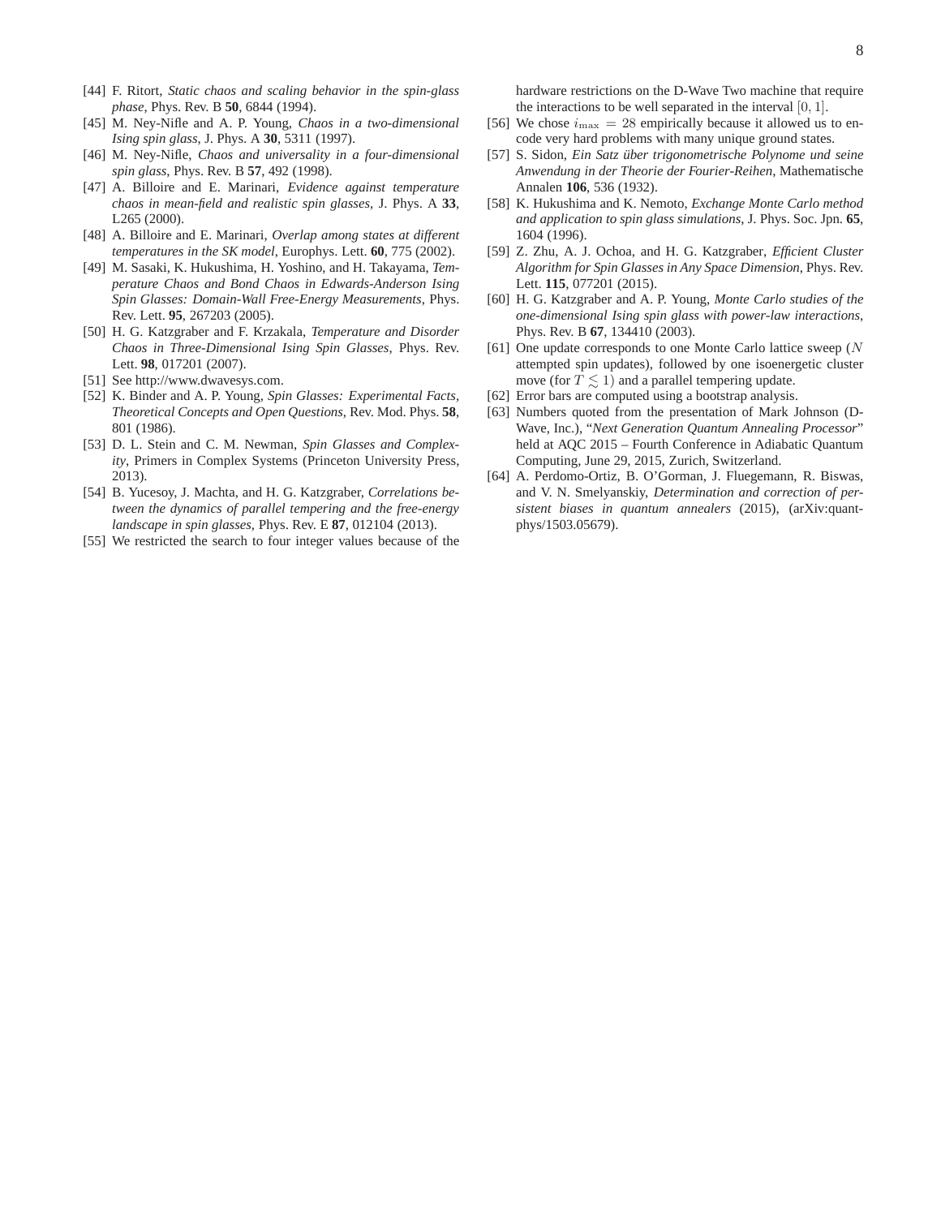[44] F. Ritort, *Static chaos and scaling behavior in the spin-glass phase*, Phys. Rev. B **50**, 6844 (1994).

[45] M. Ney-Nifle and A. P. Young, *Chaos in a two-dimensional Ising spin glass*, J. Phys. A **30**, 5311 (1997).

[46] M. Ney-Nifle, *Chaos and universality in a four-dimensional spin glass*, Phys. Rev. B **57**, 492 (1998).

[47] A. Billoire and E. Marinari, *Evidence against temperature chaos in mean-field and realistic spin glasses*, J. Phys. A **33**, L265 (2000).

[48] A. Billoire and E. Marinari, *Overlap among states at different temperatures in the SK model*, Europhys. Lett. **60**, 775 (2002).

[49] M. Sasaki, K. Hukushima, H. Yoshino, and H. Takayama, *Temperature Chaos and Bond Chaos in Edwards-Anderson Ising Spin Glasses: Domain-Wall Free-Energy Measurements*, Phys. Rev. Lett. **95**, 267203 (2005).

[50] H. G. Katzgraber and F. Krzakala, *Temperature and Disorder Chaos in Three-Dimensional Ising Spin Glasses*, Phys. Rev. Lett. **98**, 017201 (2007).

[51] See http://www.dwavesys.com.

[52] K. Binder and A. P. Young, *Spin Glasses: Experimental Facts, Theoretical Concepts and Open Questions*, Rev. Mod. Phys. **58**, 801 (1986).

[53] D. L. Stein and C. M. Newman, *Spin Glasses and Complexity*, Primers in Complex Systems (Princeton University Press, 2013).

[54] B. Yucesoy, J. Machta, and H. G. Katzgraber, *Correlations between the dynamics of parallel tempering and the free-energy landscape in spin glasses*, Phys. Rev. E **87**, 012104 (2013).

[55] We restricted the search to four integer values because of the hardware restrictions on the D-Wave Two machine that require the interactions to be well separated in the interval $[0, 1]$.

[56] We chose $i_{\max} = 28$ empirically because it allowed us to encode very hard problems with many unique ground states.

[57] S. Sidon, *Ein Satz über trigonometrische Polynome und seine Anwendung in der Theorie der Fourier-Reihen*, Mathematische Annalen **106**, 536 (1932).

[58] K. Hukushima and K. Nemoto, *Exchange Monte Carlo method and application to spin glass simulations*, J. Phys. Soc. Jpn. **65**, 1604 (1996).

[59] Z. Zhu, A. J. Ochoa, and H. G. Katzgraber, *Efficient Cluster Algorithm for Spin Glasses in Any Space Dimension*, Phys. Rev. Lett. **115**, 077201 (2015).

[60] H. G. Katzgraber and A. P. Young, *Monte Carlo studies of the one-dimensional Ising spin glass with power-law interactions*, Phys. Rev. B **67**, 134410 (2003).

[61] One update corresponds to one Monte Carlo lattice sweep ($N$ attempted spin updates), followed by one isoenergetic cluster move (for $T \lesssim 1$) and a parallel tempering update.

[62] Error bars are computed using a bootstrap analysis.

[63] Numbers quoted from the presentation of Mark Johnson (D-Wave, Inc.), "*Next Generation Quantum Annealing Processor*" held at AQC 2015 – Fourth Conference in Adiabatic Quantum Computing, June 29, 2015, Zurich, Switzerland.

[64] A. Perdomo-Ortiz, B. O'Gorman, J. Fluegemann, R. Biswas, and V. N. Smelyanskiy, *Determination and correction of persistent biases in quantum annealers* (2015), (arXiv:quant-phys/1503.05679).